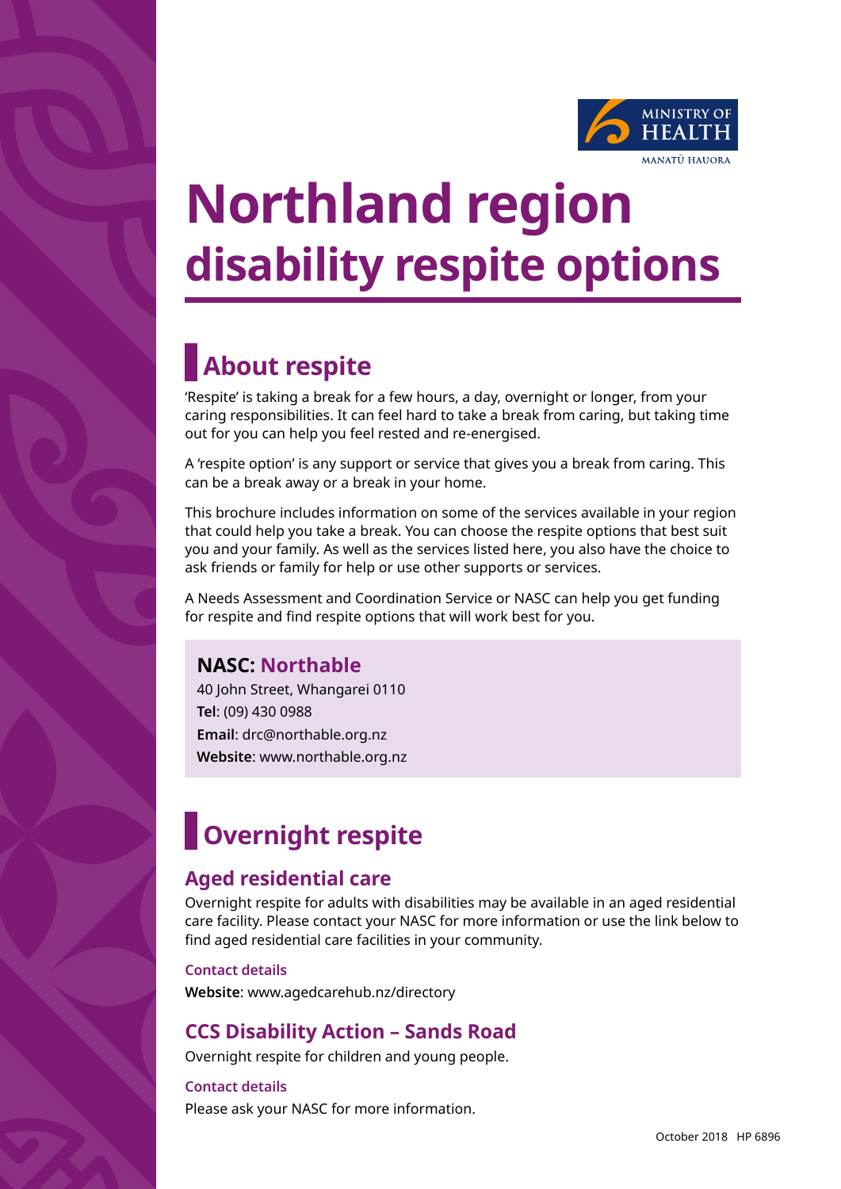# Northland region disability respite options

## About respite

'Respite' is taking a break for a few hours, a day, overnight or longer, from your caring responsibilities. It can feel hard to take a break from caring, but taking time out for you can help you feel rested and re-energised.

A 'respite option' is any support or service that gives you a break from caring. This can be a break away or a break in your home.

This brochure includes information on some of the services available in your region that could help you take a break. You can choose the respite options that best suit you and your family. As well as the services listed here, you also have the choice to ask friends or family for help or use other supports or services.

A Needs Assessment and Coordination Service or NASC can help you get funding for respite and find respite options that will work best for you.

**NASC: Northable**
40 John Street, Whangarei 0110
**Tel**: (09) 430 0988
**Email**: drc@northable.org.nz
**Website**: www.northable.org.nz

## Overnight respite

### Aged residential care

Overnight respite for adults with disabilities may be available in an aged residential care facility. Please contact your NASC for more information or use the link below to find aged residential care facilities in your community.

**Contact details**
**Website**: www.agedcarehub.nz/directory

### CCS Disability Action – Sands Road

Overnight respite for children and young people.

**Contact details**
Please ask your NASC for more information.

October 2018 HP 6896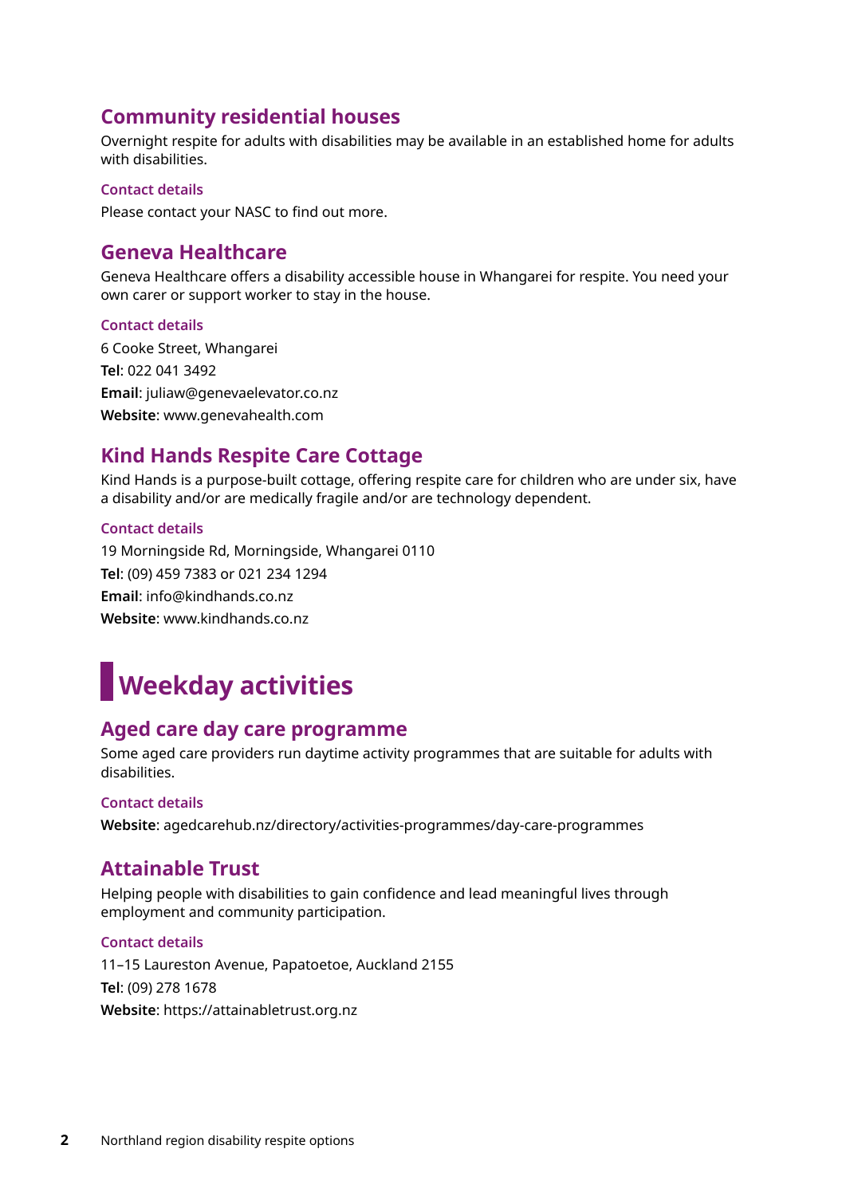## Community residential houses

Overnight respite for adults with disabilities may be available in an established home for adults with disabilities.

### Contact details

Please contact your NASC to find out more.

## Geneva Healthcare

Geneva Healthcare offers a disability accessible house in Whangarei for respite. You need your own carer or support worker to stay in the house.

### Contact details

6 Cooke Street, Whangarei

**Tel**: 022 041 3492

**Email**: juliaw@genevaelevator.co.nz

**Website**: www.genevahealth.com

## Kind Hands Respite Care Cottage

Kind Hands is a purpose-built cottage, offering respite care for children who are under six, have a disability and/or are medically fragile and/or are technology dependent.

### Contact details

19 Morningside Rd, Morningside, Whangarei 0110

**Tel**: (09) 459 7383 or 021 234 1294

**Email**: info@kindhands.co.nz

**Website**: www.kindhands.co.nz

# Weekday activities

## Aged care day care programme

Some aged care providers run daytime activity programmes that are suitable for adults with disabilities.

### Contact details

**Website**: agedcarehub.nz/directory/activities-programmes/day-care-programmes

## Attainable Trust

Helping people with disabilities to gain confidence and lead meaningful lives through employment and community participation.

### Contact details

11–15 Laureston Avenue, Papatoetoe, Auckland 2155

**Tel**: (09) 278 1678

**Website**: https://attainabletrust.org.nz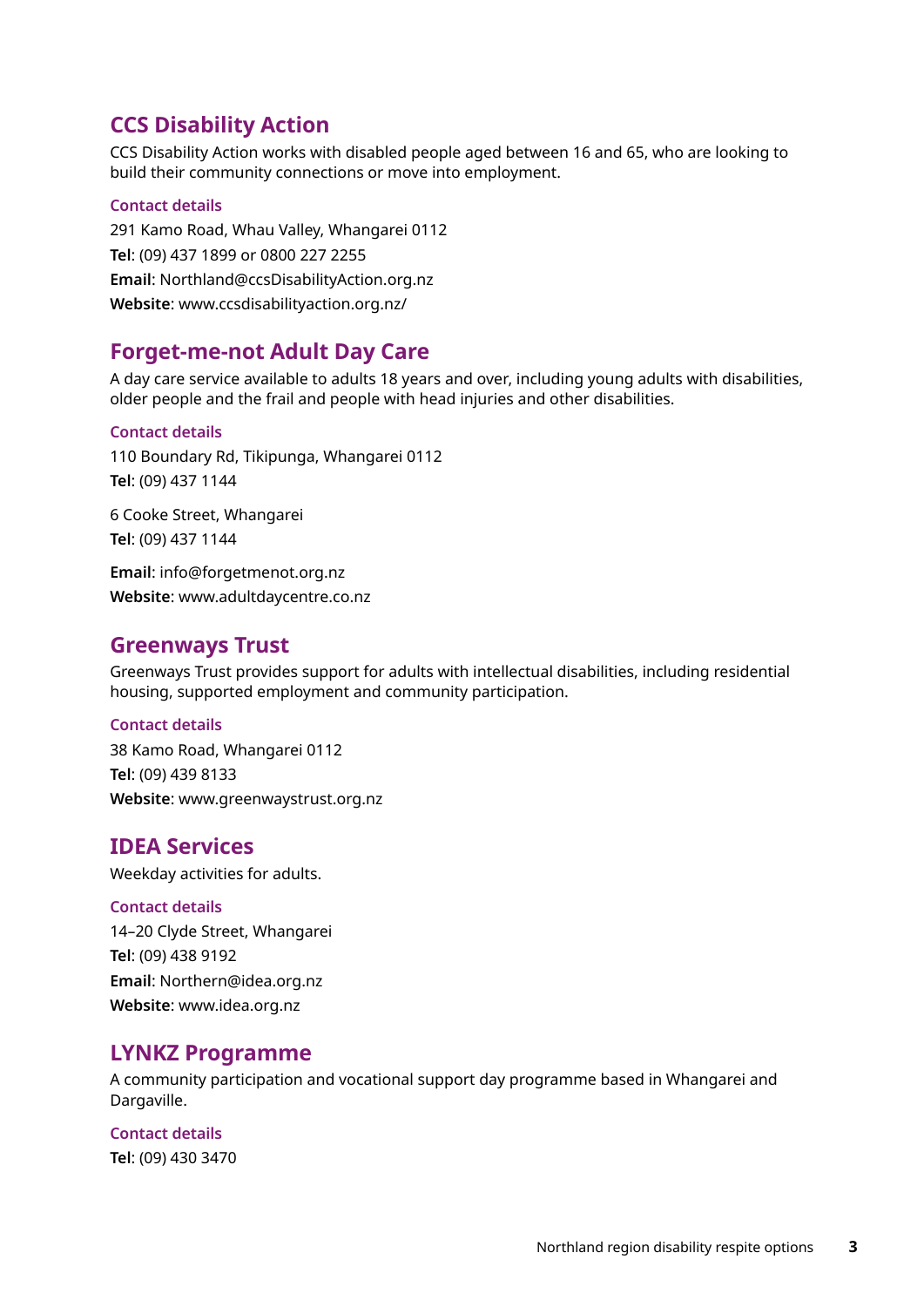## CCS Disability Action

CCS Disability Action works with disabled people aged between 16 and 65, who are looking to build their community connections or move into employment.

### Contact details

291 Kamo Road, Whau Valley, Whangarei 0112
**Tel**: (09) 437 1899 or 0800 227 2255
**Email**: Northland@ccsDisabilityAction.org.nz
**Website**: www.ccsdisabilityaction.org.nz/

## Forget-me-not Adult Day Care

A day care service available to adults 18 years and over, including young adults with disabilities, older people and the frail and people with head injuries and other disabilities.

### Contact details

110 Boundary Rd, Tikipunga, Whangarei 0112
**Tel**: (09) 437 1144

6 Cooke Street, Whangarei
**Tel**: (09) 437 1144

**Email**: info@forgetmenot.org.nz
**Website**: www.adultdaycentre.co.nz

## Greenways Trust

Greenways Trust provides support for adults with intellectual disabilities, including residential housing, supported employment and community participation.

### Contact details

38 Kamo Road, Whangarei 0112
**Tel**: (09) 439 8133
**Website**: www.greenwaystrust.org.nz

## IDEA Services

Weekday activities for adults.

### Contact details

14–20 Clyde Street, Whangarei
**Tel**: (09) 438 9192
**Email**: Northern@idea.org.nz
**Website**: www.idea.org.nz

## LYNKZ Programme

A community participation and vocational support day programme based in Whangarei and Dargaville.

### Contact details

**Tel**: (09) 430 3470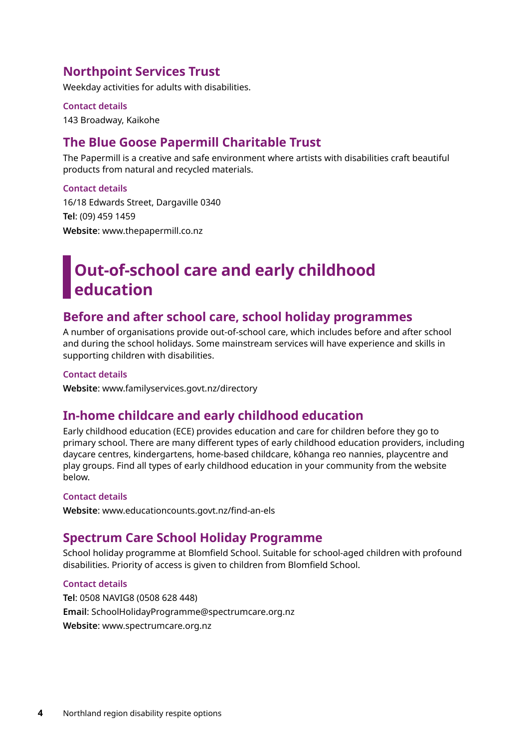### Northpoint Services Trust

Weekday activities for adults with disabilities.

**Contact details**

143 Broadway, Kaikohe

### The Blue Goose Papermill Charitable Trust

The Papermill is a creative and safe environment where artists with disabilities craft beautiful products from natural and recycled materials.

**Contact details**

16/18 Edwards Street, Dargaville 0340

**Tel**: (09) 459 1459

**Website**: www.thepapermill.co.nz

## Out-of-school care and early childhood education

### Before and after school care, school holiday programmes

A number of organisations provide out-of-school care, which includes before and after school and during the school holidays. Some mainstream services will have experience and skills in supporting children with disabilities.

**Contact details**

**Website**: www.familyservices.govt.nz/directory

### In-home childcare and early childhood education

Early childhood education (ECE) provides education and care for children before they go to primary school. There are many different types of early childhood education providers, including daycare centres, kindergartens, home-based childcare, kōhanga reo nannies, playcentre and play groups. Find all types of early childhood education in your community from the website below.

**Contact details**

**Website**: www.educationcounts.govt.nz/find-an-els

### Spectrum Care School Holiday Programme

School holiday programme at Blomfield School. Suitable for school-aged children with profound disabilities. Priority of access is given to children from Blomfield School.

**Contact details**

**Tel**: 0508 NAVIG8 (0508 628 448)

**Email**: SchoolHolidayProgramme@spectrumcare.org.nz

**Website**: www.spectrumcare.org.nz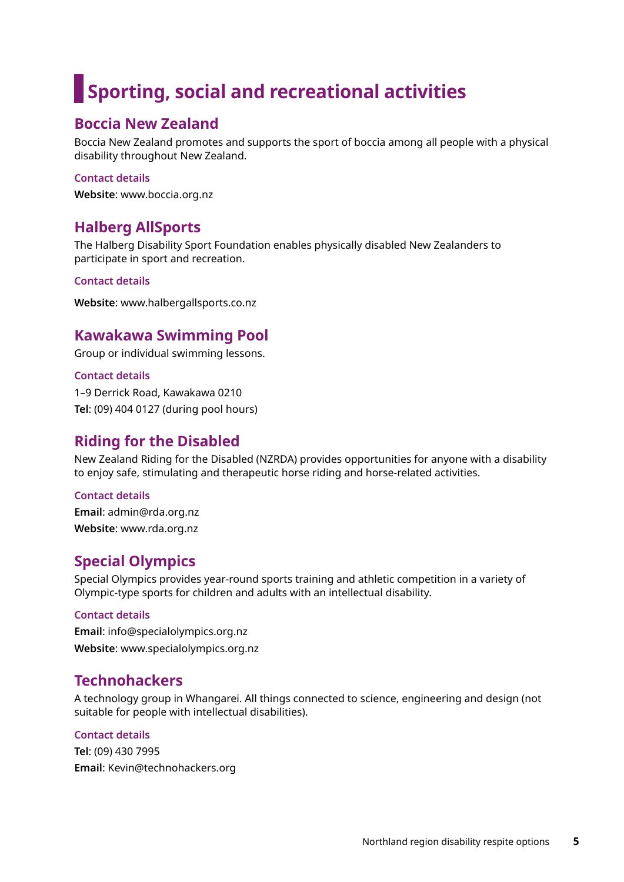# Sporting, social and recreational activities

## Boccia New Zealand

Boccia New Zealand promotes and supports the sport of boccia among all people with a physical disability throughout New Zealand.

### Contact details

**Website**: www.boccia.org.nz

## Halberg AllSports

The Halberg Disability Sport Foundation enables physically disabled New Zealanders to participate in sport and recreation.

### Contact details

**Website**: www.halbergallsports.co.nz

## Kawakawa Swimming Pool

Group or individual swimming lessons.

### Contact details

1–9 Derrick Road, Kawakawa 0210
**Tel**: (09) 404 0127 (during pool hours)

## Riding for the Disabled

New Zealand Riding for the Disabled (NZRDA) provides opportunities for anyone with a disability to enjoy safe, stimulating and therapeutic horse riding and horse-related activities.

### Contact details

**Email**: admin@rda.org.nz
**Website**: www.rda.org.nz

## Special Olympics

Special Olympics provides year-round sports training and athletic competition in a variety of Olympic-type sports for children and adults with an intellectual disability.

### Contact details

**Email**: info@specialolympics.org.nz
**Website**: www.specialolympics.org.nz

## Technohackers

A technology group in Whangarei. All things connected to science, engineering and design (not suitable for people with intellectual disabilities).

### Contact details

**Tel**: (09) 430 7995
**Email**: Kevin@technohackers.org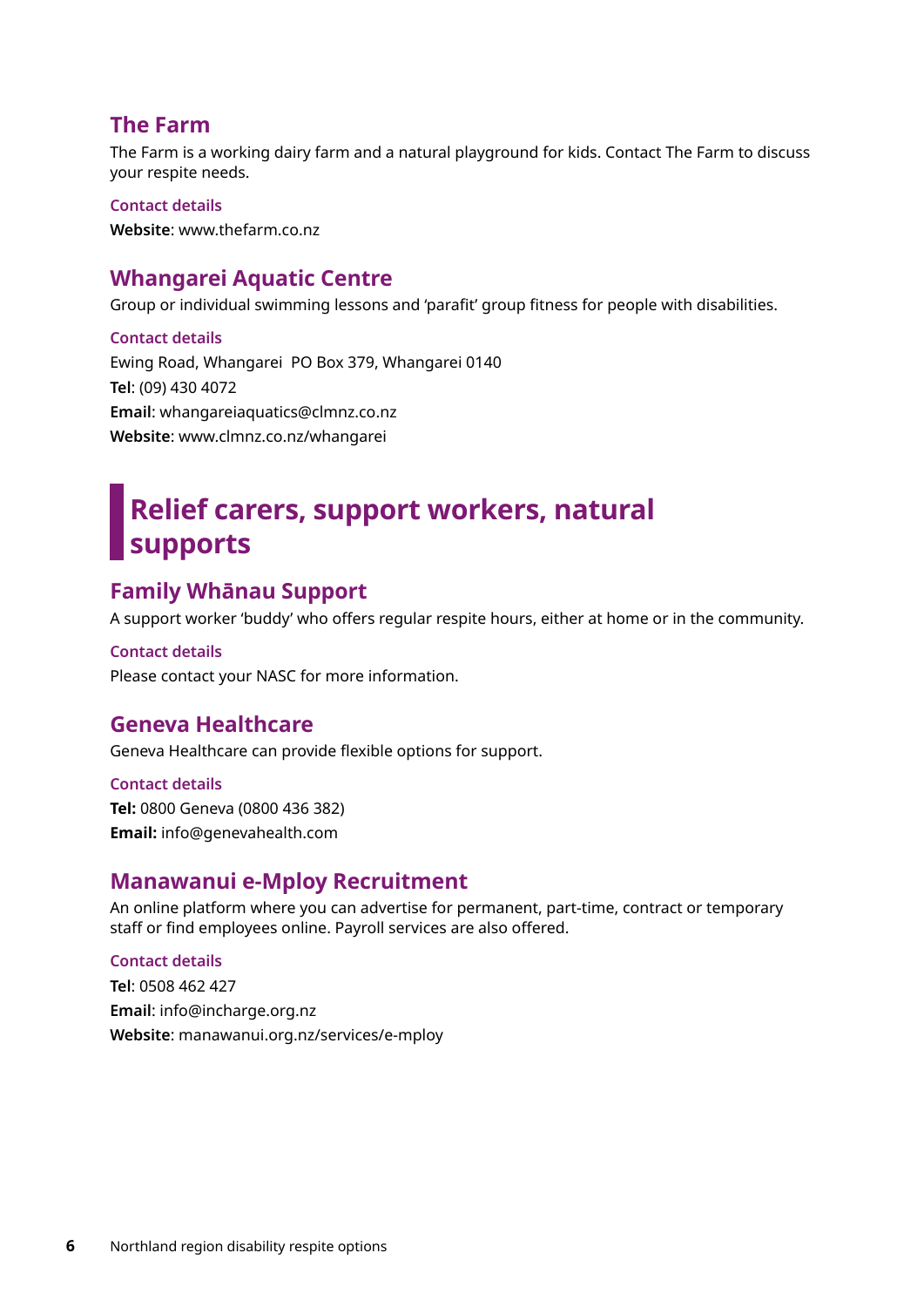### The Farm

The Farm is a working dairy farm and a natural playground for kids. Contact The Farm to discuss your respite needs.

#### Contact details

**Website**: www.thefarm.co.nz

### Whangarei Aquatic Centre

Group or individual swimming lessons and 'parafit' group fitness for people with disabilities.

#### Contact details

Ewing Road, Whangarei  PO Box 379, Whangarei 0140
**Tel**: (09) 430 4072
**Email**: whangareiaquatics@clmnz.co.nz
**Website**: www.clmnz.co.nz/whangarei

## Relief carers, support workers, natural supports

### Family Whānau Support

A support worker 'buddy' who offers regular respite hours, either at home or in the community.

#### Contact details

Please contact your NASC for more information.

### Geneva Healthcare

Geneva Healthcare can provide flexible options for support.

#### Contact details

**Tel:** 0800 Geneva (0800 436 382)
**Email:** info@genevahealth.com

### Manawanui e-Mploy Recruitment

An online platform where you can advertise for permanent, part-time, contract or temporary staff or find employees online. Payroll services are also offered.

#### Contact details

**Tel**: 0508 462 427
**Email**: info@incharge.org.nz
**Website**: manawanui.org.nz/services/e-mploy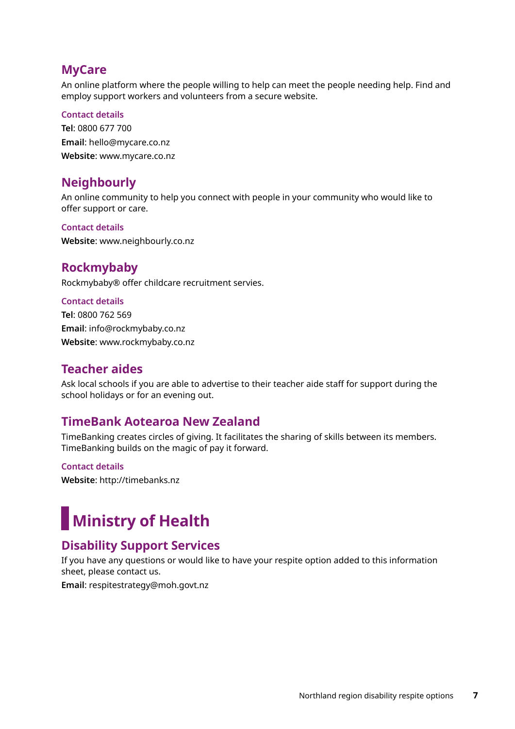### MyCare

An online platform where the people willing to help can meet the people needing help. Find and employ support workers and volunteers from a secure website.

#### Contact details

**Tel**: 0800 677 700

**Email**: hello@mycare.co.nz

**Website**: www.mycare.co.nz

### Neighbourly

An online community to help you connect with people in your community who would like to offer support or care.

#### Contact details

**Website**: www.neighbourly.co.nz

### Rockmybaby

Rockmybaby® offer childcare recruitment servies.

#### Contact details

**Tel**: 0800 762 569

**Email**: info@rockmybaby.co.nz

**Website**: www.rockmybaby.co.nz

### Teacher aides

Ask local schools if you are able to advertise to their teacher aide staff for support during the school holidays or for an evening out.

### TimeBank Aotearoa New Zealand

TimeBanking creates circles of giving. It facilitates the sharing of skills between its members. TimeBanking builds on the magic of pay it forward.

#### Contact details

**Website**: http://timebanks.nz

## Ministry of Health

### Disability Support Services

If you have any questions or would like to have your respite option added to this information sheet, please contact us.

**Email**: respitestrategy@moh.govt.nz